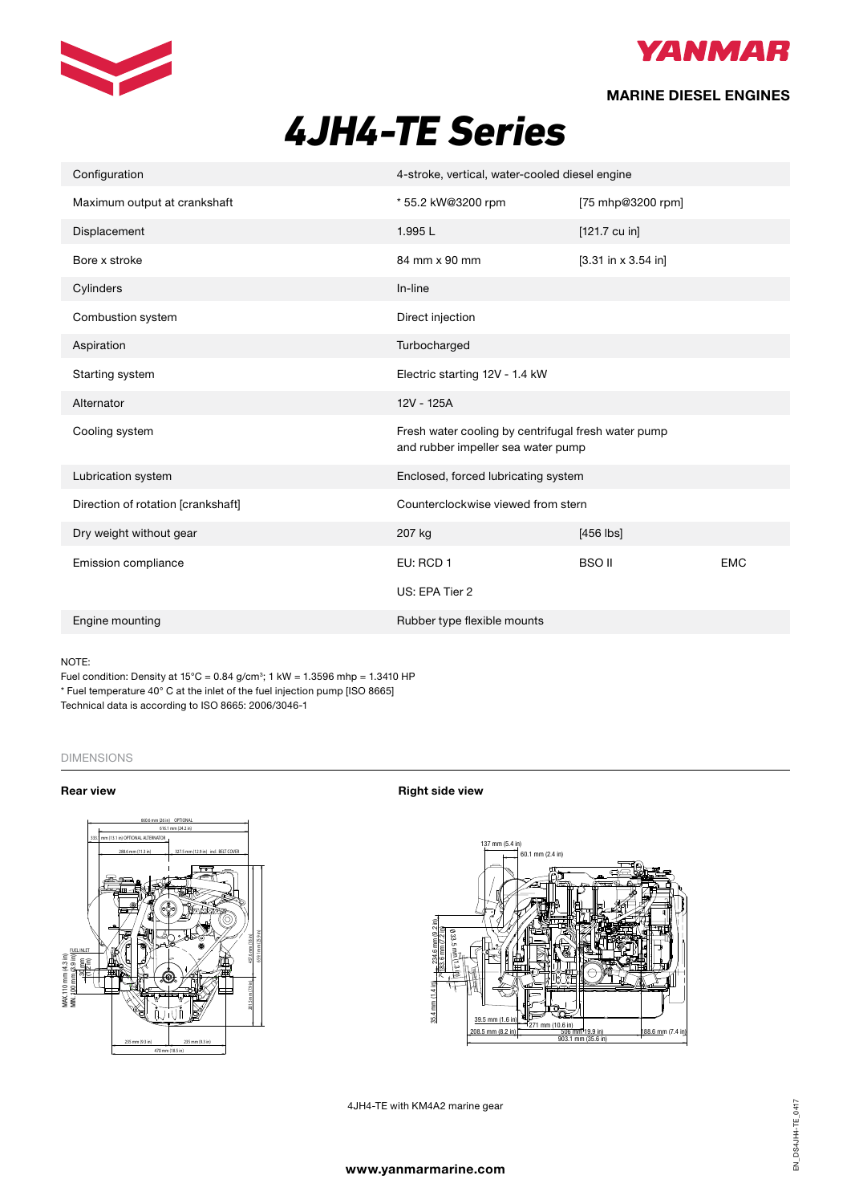MARINE DIESEL ENGINES

# 4JH4-TE Series

| | | | |
|---|---|---|---|
| Configuration | 4-stroke, vertical, water-cooled diesel engine | | |
| Maximum output at crankshaft | * 55.2 kW@3200 rpm | [75 mhp@3200 rpm] | |
| Displacement | 1.995 L | [121.7 cu in] | |
| Bore x stroke | 84 mm x 90 mm | [3.31 in x 3.54 in] | |
| Cylinders | In-line | | |
| Combustion system | Direct injection | | |
| Aspiration | Turbocharged | | |
| Starting system | Electric starting 12V - 1.4 kW | | |
| Alternator | 12V - 125A | | |
| Cooling system | Fresh water cooling by centrifugal fresh water pump and rubber impeller sea water pump | | |
| Lubrication system | Enclosed, forced lubricating system | | |
| Direction of rotation [crankshaft] | Counterclockwise viewed from stern | | |
| Dry weight without gear | 207 kg | [456 lbs] | |
| Emission compliance | EU: RCD 1 | BSO II | EMC |
| | US: EPA Tier 2 | | |
| Engine mounting | Rubber type flexible mounts | | |

NOTE:
Fuel condition: Density at 15°C = 0.84 g/cm³; 1 kW = 1.3596 mhp = 1.3410 HP
* Fuel temperature 40° C at the inlet of the fuel injection pump [ISO 8665]
Technical data is according to ISO 8665: 2006/3046-1

DIMENSIONS

**Rear view**

660.6 mm (26 in) OPTIONAL
616.1 mm (24.2 in)
333 mm (13.1 in) OPTIONAL ALTERNATOR
288.6 mm (11.3 in)
327.5 mm (12.9 in) incl. BELT COVER
FUEL INLET
MAX 110 mm (4.3 in)
MIN 100 mm (3.9 in)
235 mm (9.3 in)
235 mm (9.3 in)
470 mm (18.5 in)

**Right side view**

137 mm (5.4 in)
60.1 mm (2.4 in)
234.6 mm (9.2 in)
183.6 mm (7.2 in)
35.4 mm (1.4 in)
39.5 mm (1.6 in)
271 mm (10.6 in)
208.5 mm (8.2 in)
506 mm (19.9 in)
188.6 mm (7.4 in)
903.1 mm (35.6 in)

4JH4-TE with KM4A2 marine gear

www.yanmarmarine.com

EN_DS4JH4-TE_0417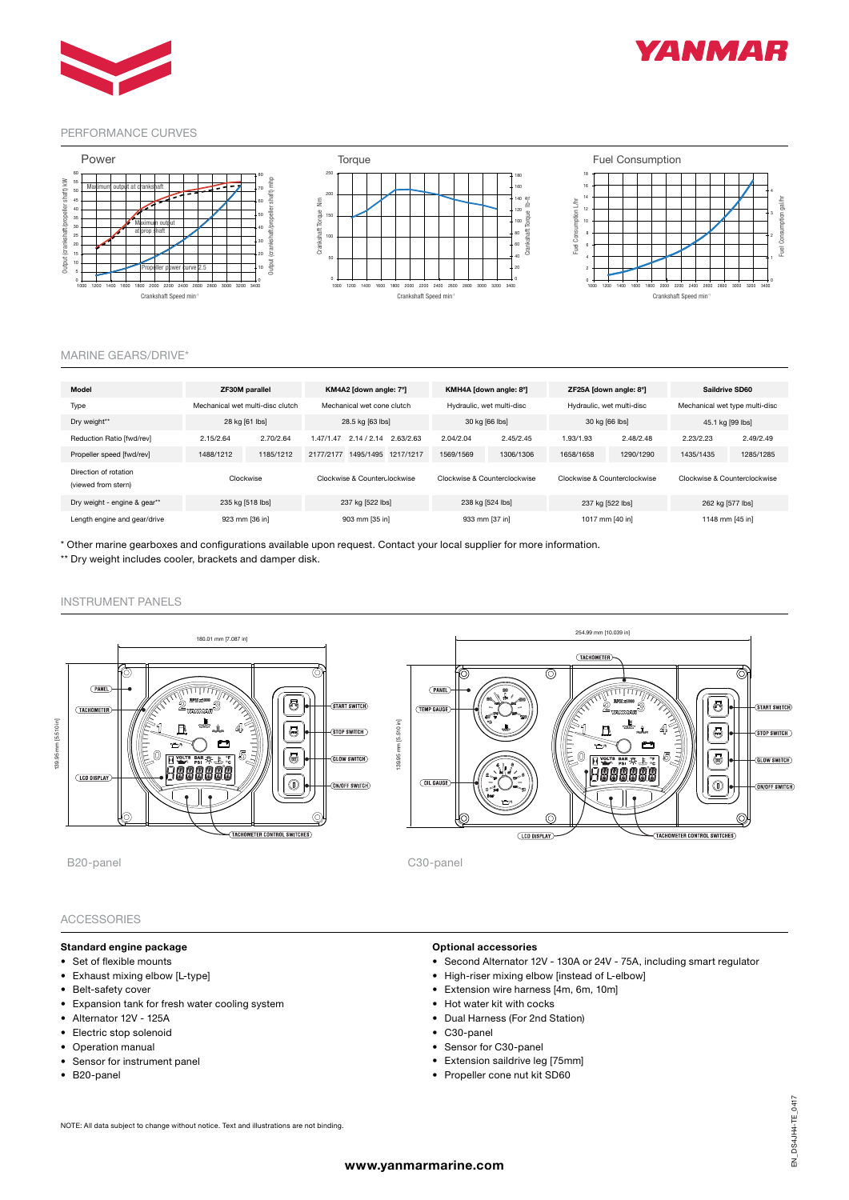## PERFORMANCE CURVES

Power

Maximum output at crankshaft

Maximum output at prop shaft

Propeller power curve 2.5

Output (crankshaft/propeller shaft) kW

Output (crankshaft/propeller shaft) mhp

Crankshaft Speed min⁻¹

Torque

Crankshaft Torque Nm

Crankshaft Torque lb-ft

Crankshaft Speed min⁻¹

Fuel Consumption

Fuel Consumption L/hr

Fuel Consumption gal/hr

Crankshaft Speed min⁻¹

## MARINE GEARS/DRIVE*

| Model | ZF30M parallel | | KM4A2 [down angle: 7°] | | | KMH4A [down angle: 8°] | | ZF25A [down angle: 8°] | | Saildrive SD60 | |
|---|---|---|---|---|---|---|---|---|---|---|---|
| Type | Mechanical wet multi-disc clutch | | Mechanical wet cone clutch | | | Hydraulic, wet multi-disc | | Hydraulic, wet multi-disc | | Mechanical wet type multi-disc | |
| Dry weight** | 28 kg [61 lbs] | | 28.5 kg [63 lbs] | | | 30 kg [66 lbs] | | 30 kg [66 lbs] | | 45.1 kg [99 lbs] | |
| Reduction Ratio [fwd/rev] | 2.15/2.64 | 2.70/2.64 | 1.47/1.47 | 2.14 / 2.14 | 2.63/2.63 | 2.04/2.04 | 2.45/2.45 | 1.93/1.93 | 2.48/2.48 | 2.23/2.23 | 2.49/2.49 |
| Propeller speed [fwd/rev] | 1488/1212 | 1185/1212 | 2177/2177 | 1495/1495 | 1217/1217 | 1569/1569 | 1306/1306 | 1658/1658 | 1290/1290 | 1435/1435 | 1285/1285 |
| Direction of rotation (viewed from stern) | Clockwise | | Clockwise & Counterclockwise | | | Clockwise & Counterclockwise | | Clockwise & Counterclockwise | | Clockwise & Counterclockwise | |
| Dry weight - engine & gear** | 235 kg [518 lbs] | | 237 kg [522 lbs] | | | 238 kg [524 lbs] | | 237 kg [522 lbs] | | 262 kg [577 lbs] | |
| Length engine and gear/drive | 923 mm [36 in] | | 903 mm [35 in] | | | 933 mm [37 in] | | 1017 mm [40 in] | | 1148 mm [45 in] | |

\* Other marine gearboxes and configurations available upon request. Contact your local supplier for more information.
** Dry weight includes cooler, brackets and damper disk.

## INSTRUMENT PANELS

180.01 mm [7.087 in]

139.95 mm [5.510 in]

PANEL

TACHOMETER

LCD DISPLAY

START SWITCH

STOP SWITCH

GLOW SWITCH

ON/OFF SWITCH

TACHOMETER CONTROL SWITCHES

B20-panel

254.99 mm [10.039 in]

139.95 mm [5.510 in]

TACHOMETER

PANEL

TEMP GAUGE

OIL GAUGE

LCD DISPLAY

START SWITCH

STOP SWITCH

GLOW SWITCH

ON/OFF SWITCH

TACHOMETER CONTROL SWITCHES

C30-panel

## ACCESSORIES

### Standard engine package

- Set of flexible mounts
- Exhaust mixing elbow [L-type]
- Belt-safety cover
- Expansion tank for fresh water cooling system
- Alternator 12V - 125A
- Electric stop solenoid
- Operation manual
- Sensor for instrument panel
- B20-panel

### Optional accessories

- Second Alternator 12V - 130A or 24V - 75A, including smart regulator
- High-riser mixing elbow [instead of L-elbow]
- Extension wire harness [4m, 6m, 10m]
- Hot water kit with cocks
- Dual Harness (For 2nd Station)
- C30-panel
- Sensor for C30-panel
- Extension saildrive leg [75mm]
- Propeller cone nut kit SD60

NOTE: All data subject to change without notice. Text and illustrations are not binding.

www.yanmarmarine.com

EN_DS4JH4-TE_0417